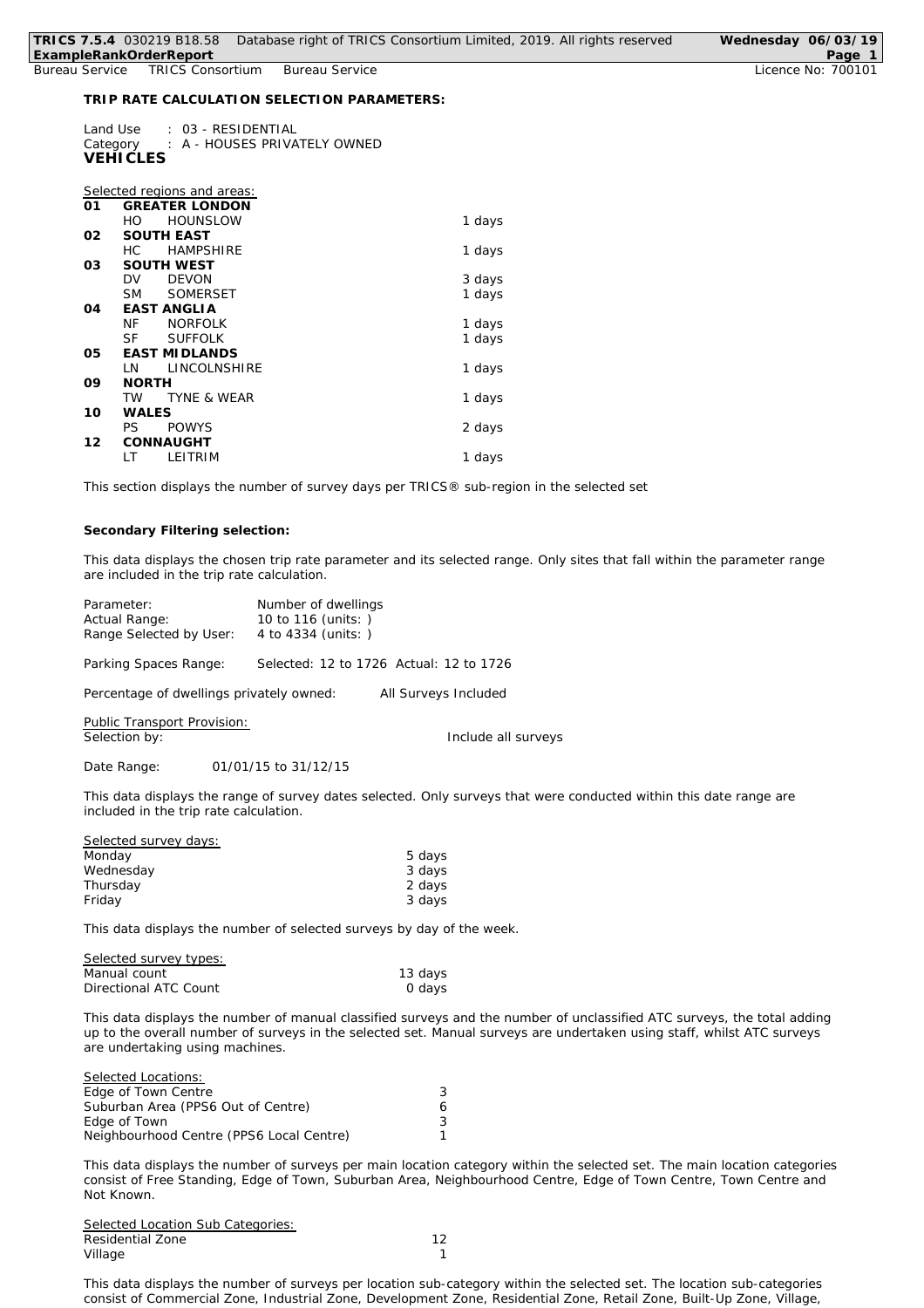## TRIP RATE CALCULATION SELECTION PARAMETERS:

Land Use : 03 - RESIDENTIAL
Category : A - HOUSES PRIVATELY OWNED
**VEHICLES**

Selected regions and areas:

| | | | |
|---|---|---|---|
| **01** | **GREATER LONDON** | | |
| | HO | HOUNSLOW | 1 days |
| **02** | **SOUTH EAST** | | |
| | HC | HAMPSHIRE | 1 days |
| **03** | **SOUTH WEST** | | |
| | DV | DEVON | 3 days |
| | SM | SOMERSET | 1 days |
| **04** | **EAST ANGLIA** | | |
| | NF | NORFOLK | 1 days |
| | SF | SUFFOLK | 1 days |
| **05** | **EAST MIDLANDS** | | |
| | LN | LINCOLNSHIRE | 1 days |
| **09** | **NORTH** | | |
| | TW | TYNE & WEAR | 1 days |
| **10** | **WALES** | | |
| | PS | POWYS | 2 days |
| **12** | **CONNAUGHT** | | |
| | LT | LEITRIM | 1 days |

This section displays the number of survey days per TRICS® sub-region in the selected set

**Secondary Filtering selection:**

This data displays the chosen trip rate parameter and its selected range. Only sites that fall within the parameter range are included in the trip rate calculation.

Parameter: Number of dwellings
Actual Range: 10 to 116 (units: )
Range Selected by User: 4 to 4334 (units: )

Parking Spaces Range: Selected: 12 to 1726 Actual: 12 to 1726

Percentage of dwellings privately owned: All Surveys Included

Public Transport Provision:
Selection by: Include all surveys

Date Range: 01/01/15 to 31/12/15

This data displays the range of survey dates selected. Only surveys that were conducted within this date range are included in the trip rate calculation.

Selected survey days:

| | |
|---|---|
| Monday | 5 days |
| Wednesday | 3 days |
| Thursday | 2 days |
| Friday | 3 days |

This data displays the number of selected surveys by day of the week.

Selected survey types:

| | |
|---|---|
| Manual count | 13 days |
| Directional ATC Count | 0 days |

This data displays the number of manual classified surveys and the number of unclassified ATC surveys, the total adding up to the overall number of surveys in the selected set. Manual surveys are undertaken using staff, whilst ATC surveys are undertaking using machines.

Selected Locations:

| | |
|---|---|
| Edge of Town Centre | 3 |
| Suburban Area (PPS6 Out of Centre) | 6 |
| Edge of Town | 3 |
| Neighbourhood Centre (PPS6 Local Centre) | 1 |

This data displays the number of surveys per main location category within the selected set. The main location categories consist of Free Standing, Edge of Town, Suburban Area, Neighbourhood Centre, Edge of Town Centre, Town Centre and Not Known.

Selected Location Sub Categories:

| | |
|---|---|
| Residential Zone | 12 |
| Village | 1 |

This data displays the number of surveys per location sub-category within the selected set. The location sub-categories consist of Commercial Zone, Industrial Zone, Development Zone, Residential Zone, Retail Zone, Built-Up Zone, Village,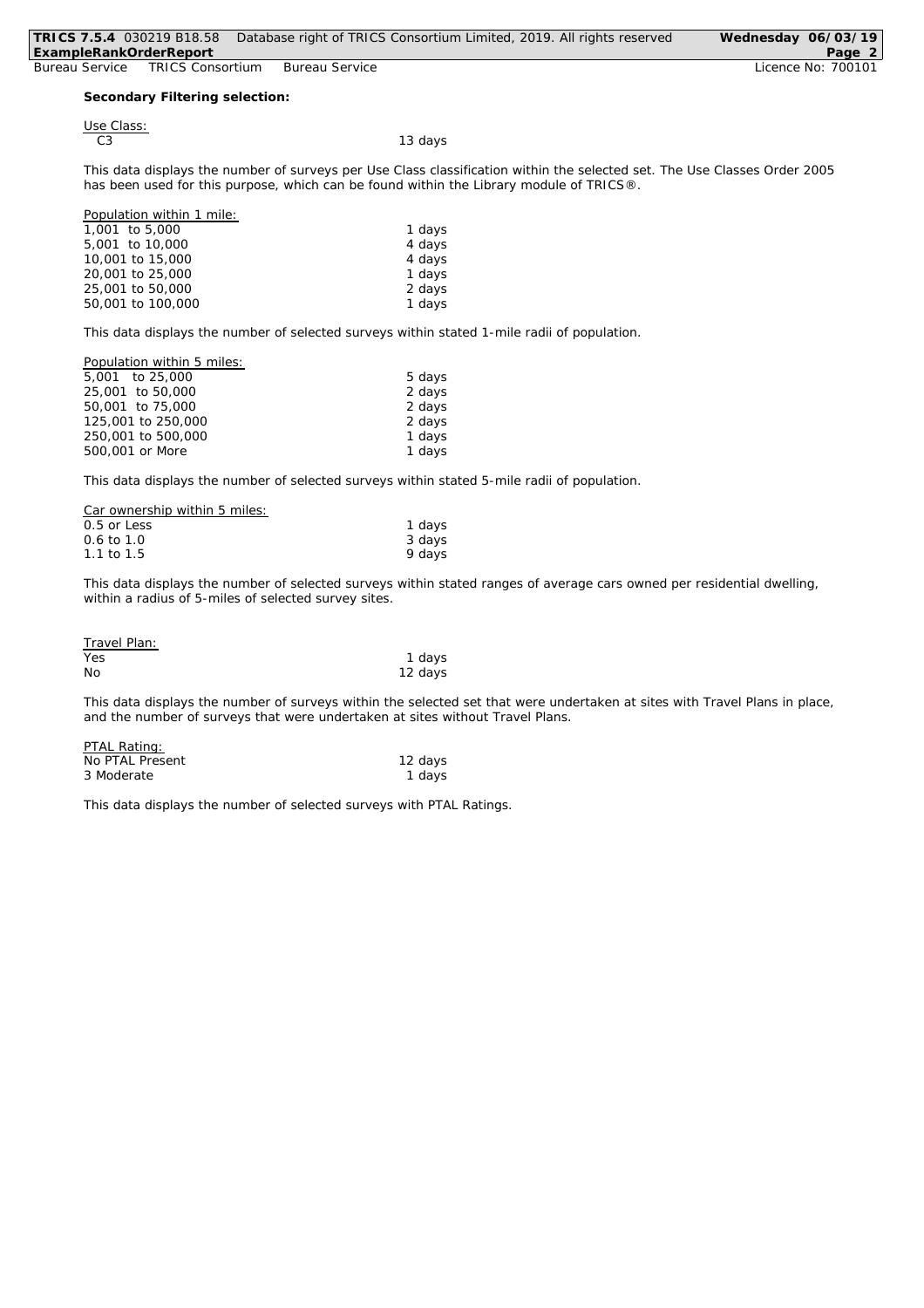**Secondary Filtering selection:**

Use Class:

| | |
|---|---|
| C3 | 13 days |

This data displays the number of surveys per Use Class classification within the selected set. The Use Classes Order 2005 has been used for this purpose, which can be found within the Library module of TRICS®.

Population within 1 mile:

| | |
|---|---|
| 1,001 to 5,000 | 1 days |
| 5,001 to 10,000 | 4 days |
| 10,001 to 15,000 | 4 days |
| 20,001 to 25,000 | 1 days |
| 25,001 to 50,000 | 2 days |
| 50,001 to 100,000 | 1 days |

This data displays the number of selected surveys within stated 1-mile radii of population.

Population within 5 miles:

| | |
|---|---|
| 5,001 to 25,000 | 5 days |
| 25,001 to 50,000 | 2 days |
| 50,001 to 75,000 | 2 days |
| 125,001 to 250,000 | 2 days |
| 250,001 to 500,000 | 1 days |
| 500,001 or More | 1 days |

This data displays the number of selected surveys within stated 5-mile radii of population.

Car ownership within 5 miles:

| | |
|---|---|
| 0.5 or Less | 1 days |
| 0.6 to 1.0 | 3 days |
| 1.1 to 1.5 | 9 days |

This data displays the number of selected surveys within stated ranges of average cars owned per residential dwelling, within a radius of 5-miles of selected survey sites.

Travel Plan:

| | |
|---|---|
| Yes | 1 days |
| No | 12 days |

This data displays the number of surveys within the selected set that were undertaken at sites with Travel Plans in place, and the number of surveys that were undertaken at sites without Travel Plans.

PTAL Rating:

| | |
|---|---|
| No PTAL Present | 12 days |
| 3 Moderate | 1 days |

This data displays the number of selected surveys with PTAL Ratings.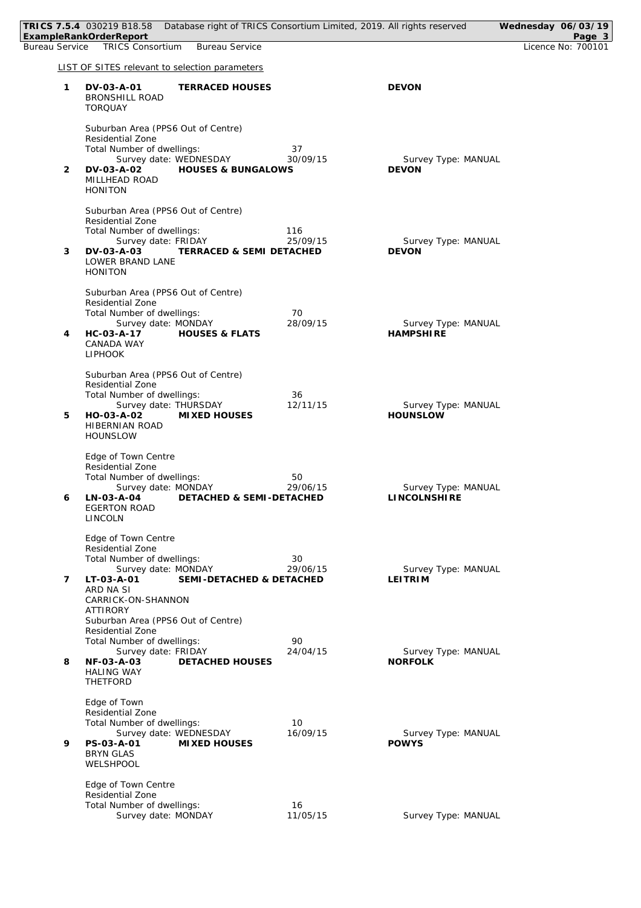LIST OF SITES relevant to selection parameters

**1** **DV-03-A-01** **TERRACED HOUSES** **DEVON**
BRONSHILL ROAD
TORQUAY

Suburban Area (PPS6 Out of Centre)
Residential Zone
Total Number of dwellings: 37
Survey date: WEDNESDAY 30/09/15 Survey Type: MANUAL

**2** **DV-03-A-02** **HOUSES & BUNGALOWS** **DEVON**
MILLHEAD ROAD
HONITON

Suburban Area (PPS6 Out of Centre)
Residential Zone
Total Number of dwellings: 116
Survey date: FRIDAY 25/09/15 Survey Type: MANUAL

**3** **DV-03-A-03** **TERRACED & SEMI DETACHED** **DEVON**
LOWER BRAND LANE
HONITON

Suburban Area (PPS6 Out of Centre)
Residential Zone
Total Number of dwellings: 70
Survey date: MONDAY 28/09/15 Survey Type: MANUAL

**4** **HC-03-A-17** **HOUSES & FLATS** **HAMPSHIRE**
CANADA WAY
LIPHOOK

Suburban Area (PPS6 Out of Centre)
Residential Zone
Total Number of dwellings: 36
Survey date: THURSDAY 12/11/15 Survey Type: MANUAL

**5** **HO-03-A-02** **MIXED HOUSES** **HOUNSLOW**
HIBERNIAN ROAD
HOUNSLOW

Edge of Town Centre
Residential Zone
Total Number of dwellings: 50
Survey date: MONDAY 29/06/15 Survey Type: MANUAL

**6** **LN-03-A-04** **DETACHED & SEMI-DETACHED** **LINCOLNSHIRE**
EGERTON ROAD
LINCOLN

Edge of Town Centre
Residential Zone
Total Number of dwellings: 30
Survey date: MONDAY 29/06/15 Survey Type: MANUAL

**7** **LT-03-A-01** **SEMI-DETACHED & DETACHED** **LEITRIM**
ARD NA SI
CARRICK-ON-SHANNON
ATTIRORY
Suburban Area (PPS6 Out of Centre)
Residential Zone
Total Number of dwellings: 90
Survey date: FRIDAY 24/04/15 Survey Type: MANUAL

**8** **NF-03-A-03** **DETACHED HOUSES** **NORFOLK**
HALING WAY
THETFORD

Edge of Town
Residential Zone
Total Number of dwellings: 10
Survey date: WEDNESDAY 16/09/15 Survey Type: MANUAL

**9** **PS-03-A-01** **MIXED HOUSES** **POWYS**
BRYN GLAS
WELSHPOOL

Edge of Town Centre
Residential Zone
Total Number of dwellings: 16
Survey date: MONDAY 11/05/15 Survey Type: MANUAL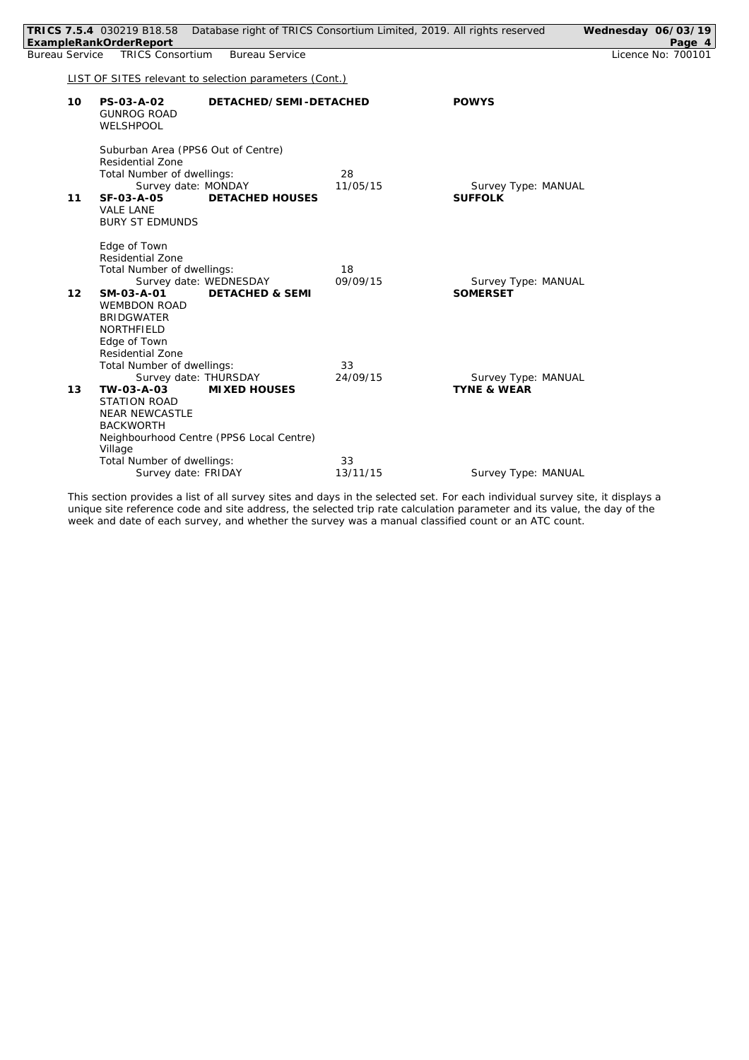LIST OF SITES relevant to selection parameters (Cont.)

| | | | | |
|---|---|---|---|---|
| **10** | **PS-03-A-02** | **DETACHED/SEMI-DETACHED** | | **POWYS** |
| | GUNROG ROAD<br>WELSHPOOL | | | |
| | Suburban Area (PPS6 Out of Centre)<br>Residential Zone | | | |
| | Total Number of dwellings: | | 28 | |
| | Survey date: MONDAY | | 11/05/15 | Survey Type: MANUAL |
| **11** | **SF-03-A-05** | **DETACHED HOUSES** | | **SUFFOLK** |
| | VALE LANE<br>BURY ST EDMUNDS | | | |
| | Edge of Town<br>Residential Zone | | | |
| | Total Number of dwellings: | | 18 | |
| | Survey date: WEDNESDAY | | 09/09/15 | Survey Type: MANUAL |
| **12** | **SM-03-A-01** | **DETACHED & SEMI** | | **SOMERSET** |
| | WEMBDON ROAD<br>BRIDGWATER<br>NORTHFIELD<br>Edge of Town<br>Residential Zone | | | |
| | Total Number of dwellings: | | 33 | |
| | Survey date: THURSDAY | | 24/09/15 | Survey Type: MANUAL |
| **13** | **TW-03-A-03** | **MIXED HOUSES** | | **TYNE & WEAR** |
| | STATION ROAD<br>NEAR NEWCASTLE<br>BACKWORTH<br>Neighbourhood Centre (PPS6 Local Centre)<br>Village | | | |
| | Total Number of dwellings: | | 33 | |
| | Survey date: FRIDAY | | 13/11/15 | Survey Type: MANUAL |

This section provides a list of all survey sites and days in the selected set. For each individual survey site, it displays a unique site reference code and site address, the selected trip rate calculation parameter and its value, the day of the week and date of each survey, and whether the survey was a manual classified count or an ATC count.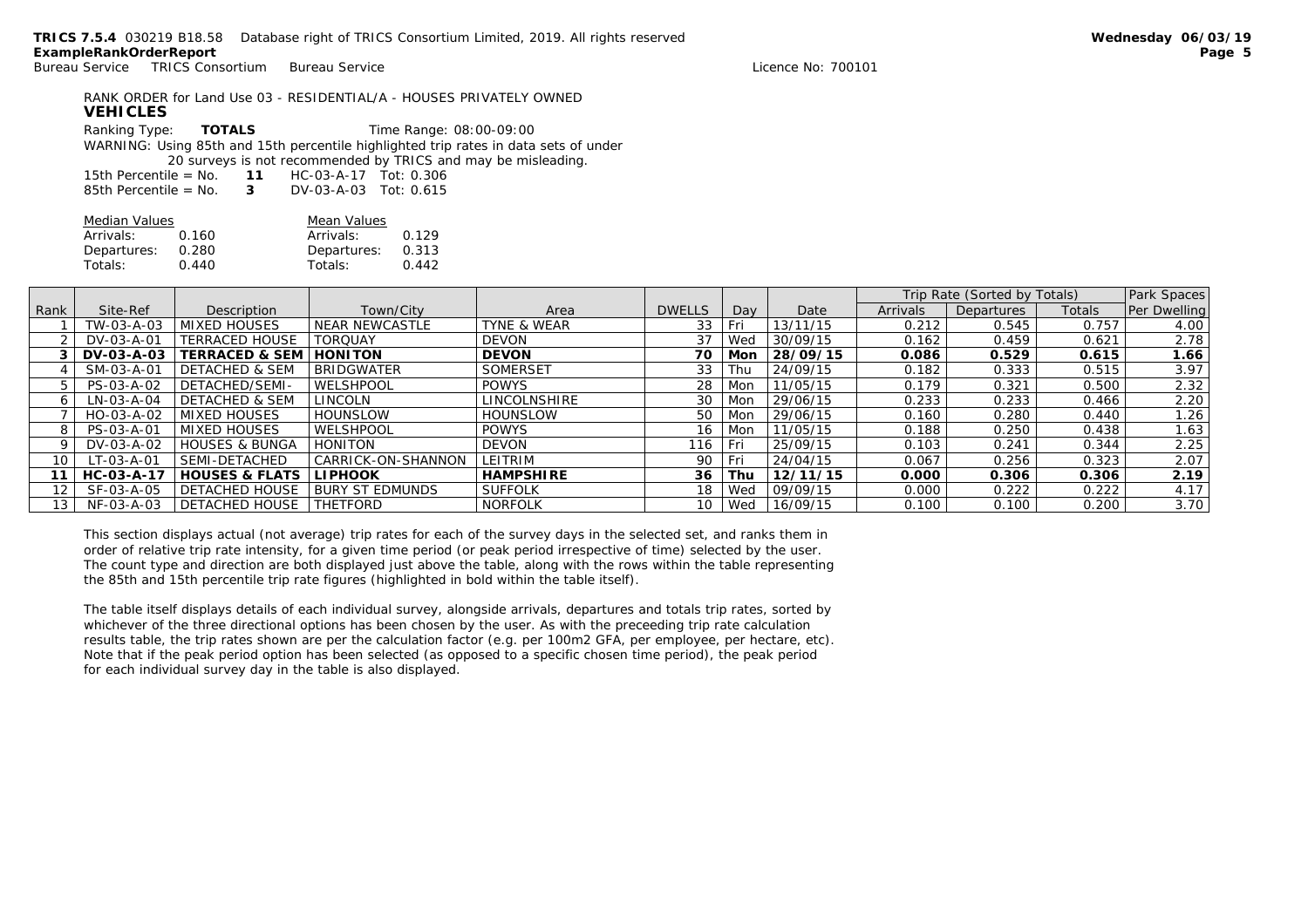RANK ORDER for Land Use 03 - RESIDENTIAL/A - HOUSES PRIVATELY OWNED

**VEHICLES**

Ranking Type: **TOTALS** Time Range: 08:00-09:00

WARNING: Using 85th and 15th percentile highlighted trip rates in data sets of under 20 surveys is not recommended by TRICS and may be misleading.

15th Percentile = No. **11** HC-03-A-17 Tot: 0.306
85th Percentile = No. **3** DV-03-A-03 Tot: 0.615

| Median Values | | Mean Values | |
|---|---|---|---|
| Arrivals: | 0.160 | Arrivals: | 0.129 |
| Departures: | 0.280 | Departures: | 0.313 |
| Totals: | 0.440 | Totals: | 0.442 |

| | | | | | | | | Trip Rate (Sorted by Totals) | | | Park Spaces |
|---|---|---|---|---|---|---|---|---|---|---|---|
| Rank | Site-Ref | Description | Town/City | Area | DWELLS | Day | Date | Arrivals | Departures | Totals | Per Dwelling |
| 1 | TW-03-A-03 | MIXED HOUSES | NEAR NEWCASTLE | TYNE & WEAR | 33 | Fri | 13/11/15 | 0.212 | 0.545 | 0.757 | 4.00 |
| 2 | DV-03-A-01 | TERRACED HOUSE | TORQUAY | DEVON | 37 | Wed | 30/09/15 | 0.162 | 0.459 | 0.621 | 2.78 |
| **3** | **DV-03-A-03** | **TERRACED & SEM** | **HONITON** | **DEVON** | **70** | **Mon** | **28/09/15** | **0.086** | **0.529** | **0.615** | **1.66** |
| 4 | SM-03-A-01 | DETACHED & SEM | BRIDGWATER | SOMERSET | 33 | Thu | 24/09/15 | 0.182 | 0.333 | 0.515 | 3.97 |
| 5 | PS-03-A-02 | DETACHED/SEMI- | WELSHPOOL | POWYS | 28 | Mon | 11/05/15 | 0.179 | 0.321 | 0.500 | 2.32 |
| 6 | LN-03-A-04 | DETACHED & SEM | LINCOLN | LINCOLNSHIRE | 30 | Mon | 29/06/15 | 0.233 | 0.233 | 0.466 | 2.20 |
| 7 | HO-03-A-02 | MIXED HOUSES | HOUNSLOW | HOUNSLOW | 50 | Mon | 29/06/15 | 0.160 | 0.280 | 0.440 | 1.26 |
| 8 | PS-03-A-01 | MIXED HOUSES | WELSHPOOL | POWYS | 16 | Mon | 11/05/15 | 0.188 | 0.250 | 0.438 | 1.63 |
| 9 | DV-03-A-02 | HOUSES & BUNGA | HONITON | DEVON | 116 | Fri | 25/09/15 | 0.103 | 0.241 | 0.344 | 2.25 |
| 10 | LT-03-A-01 | SEMI-DETACHED | CARRICK-ON-SHANNON | LEITRIM | 90 | Fri | 24/04/15 | 0.067 | 0.256 | 0.323 | 2.07 |
| **11** | **HC-03-A-17** | **HOUSES & FLATS** | **LIPHOOK** | **HAMPSHIRE** | **36** | **Thu** | **12/11/15** | **0.000** | **0.306** | **0.306** | **2.19** |
| 12 | SF-03-A-05 | DETACHED HOUSE | BURY ST EDMUNDS | SUFFOLK | 18 | Wed | 09/09/15 | 0.000 | 0.222 | 0.222 | 4.17 |
| 13 | NF-03-A-03 | DETACHED HOUSE | THETFORD | NORFOLK | 10 | Wed | 16/09/15 | 0.100 | 0.100 | 0.200 | 3.70 |

This section displays actual (not average) trip rates for each of the survey days in the selected set, and ranks them in order of relative trip rate intensity, for a given time period (or peak period irrespective of time) selected by the user. The count type and direction are both displayed just above the table, along with the rows within the table representing the 85th and 15th percentile trip rate figures (highlighted in bold within the table itself).

The table itself displays details of each individual survey, alongside arrivals, departures and totals trip rates, sorted by whichever of the three directional options has been chosen by the user. As with the preceeding trip rate calculation results table, the trip rates shown are per the calculation factor (e.g. per 100m2 GFA, per employee, per hectare, etc). Note that if the peak period option has been selected (as opposed to a specific chosen time period), the peak period for each individual survey day in the table is also displayed.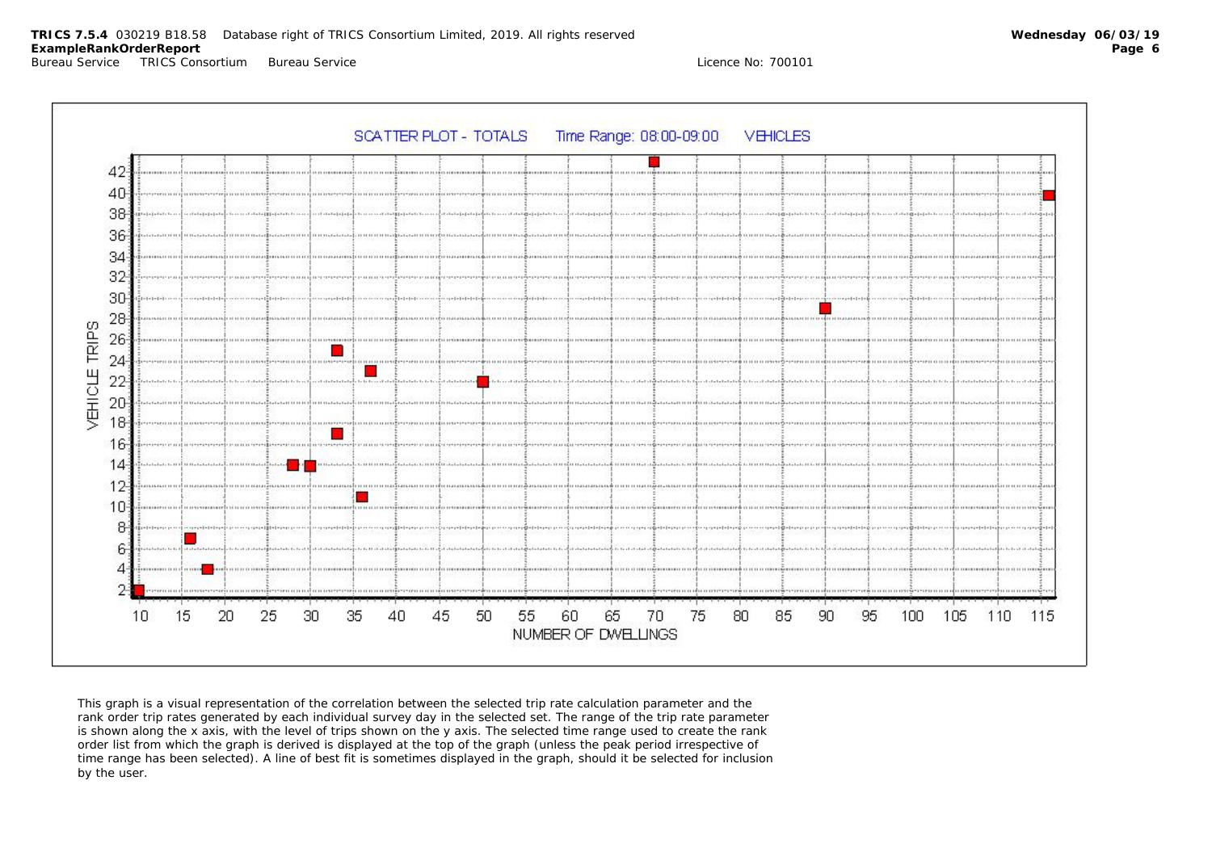SCATTER PLOT - TOTALS Time Range: 08:00-09:00 VEHICLES

VEHICLE TRIPS

NUMBER OF DWELLINGS

This graph is a visual representation of the correlation between the selected trip rate calculation parameter and the rank order trip rates generated by each individual survey day in the selected set. The range of the trip rate parameter is shown along the x axis, with the level of trips shown on the y axis. The selected time range used to create the rank order list from which the graph is derived is displayed at the top of the graph (unless the peak period irrespective of time range has been selected). A line of best fit is sometimes displayed in the graph, should it be selected for inclusion by the user.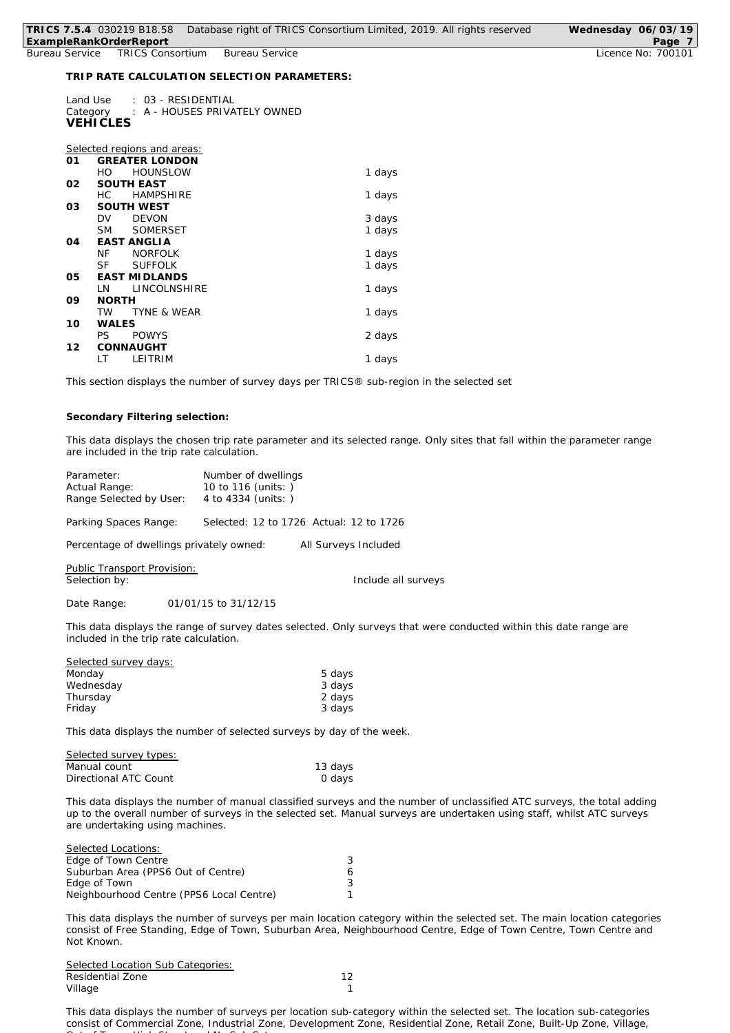**TRIP RATE CALCULATION SELECTION PARAMETERS:**

Land Use : 03 - RESIDENTIAL
Category : A - HOUSES PRIVATELY OWNED
**VEHICLES**

Selected regions and areas:

| | | | |
|---|---|---|---|
| **01** | **GREATER LONDON** | | |
| | HO | HOUNSLOW | 1 days |
| **02** | **SOUTH EAST** | | |
| | HC | HAMPSHIRE | 1 days |
| **03** | **SOUTH WEST** | | |
| | DV | DEVON | 3 days |
| | SM | SOMERSET | 1 days |
| **04** | **EAST ANGLIA** | | |
| | NF | NORFOLK | 1 days |
| | SF | SUFFOLK | 1 days |
| **05** | **EAST MIDLANDS** | | |
| | LN | LINCOLNSHIRE | 1 days |
| **09** | **NORTH** | | |
| | TW | TYNE & WEAR | 1 days |
| **10** | **WALES** | | |
| | PS | POWYS | 2 days |
| **12** | **CONNAUGHT** | | |
| | LT | LEITRIM | 1 days |

This section displays the number of survey days per TRICS® sub-region in the selected set

**Secondary Filtering selection:**

This data displays the chosen trip rate parameter and its selected range. Only sites that fall within the parameter range are included in the trip rate calculation.

Parameter: Number of dwellings
Actual Range: 10 to 116 (units: )
Range Selected by User: 4 to 4334 (units: )

Parking Spaces Range: Selected: 12 to 1726 Actual: 12 to 1726

Percentage of dwellings privately owned: All Surveys Included

Public Transport Provision:
Selection by: Include all surveys

Date Range: 01/01/15 to 31/12/15

This data displays the range of survey dates selected. Only surveys that were conducted within this date range are included in the trip rate calculation.

Selected survey days:

| | |
|---|---|
| Monday | 5 days |
| Wednesday | 3 days |
| Thursday | 2 days |
| Friday | 3 days |

This data displays the number of selected surveys by day of the week.

Selected survey types:

| | |
|---|---|
| Manual count | 13 days |
| Directional ATC Count | 0 days |

This data displays the number of manual classified surveys and the number of unclassified ATC surveys, the total adding up to the overall number of surveys in the selected set. Manual surveys are undertaken using staff, whilst ATC surveys are undertaking using machines.

Selected Locations:

| | |
|---|---|
| Edge of Town Centre | 3 |
| Suburban Area (PPS6 Out of Centre) | 6 |
| Edge of Town | 3 |
| Neighbourhood Centre (PPS6 Local Centre) | 1 |

This data displays the number of surveys per main location category within the selected set. The main location categories consist of Free Standing, Edge of Town, Suburban Area, Neighbourhood Centre, Edge of Town Centre, Town Centre and Not Known.

Selected Location Sub Categories:

| | |
|---|---|
| Residential Zone | 12 |
| Village | 1 |

This data displays the number of surveys per location sub-category within the selected set. The location sub-categories consist of Commercial Zone, Industrial Zone, Development Zone, Residential Zone, Retail Zone, Built-Up Zone, Village,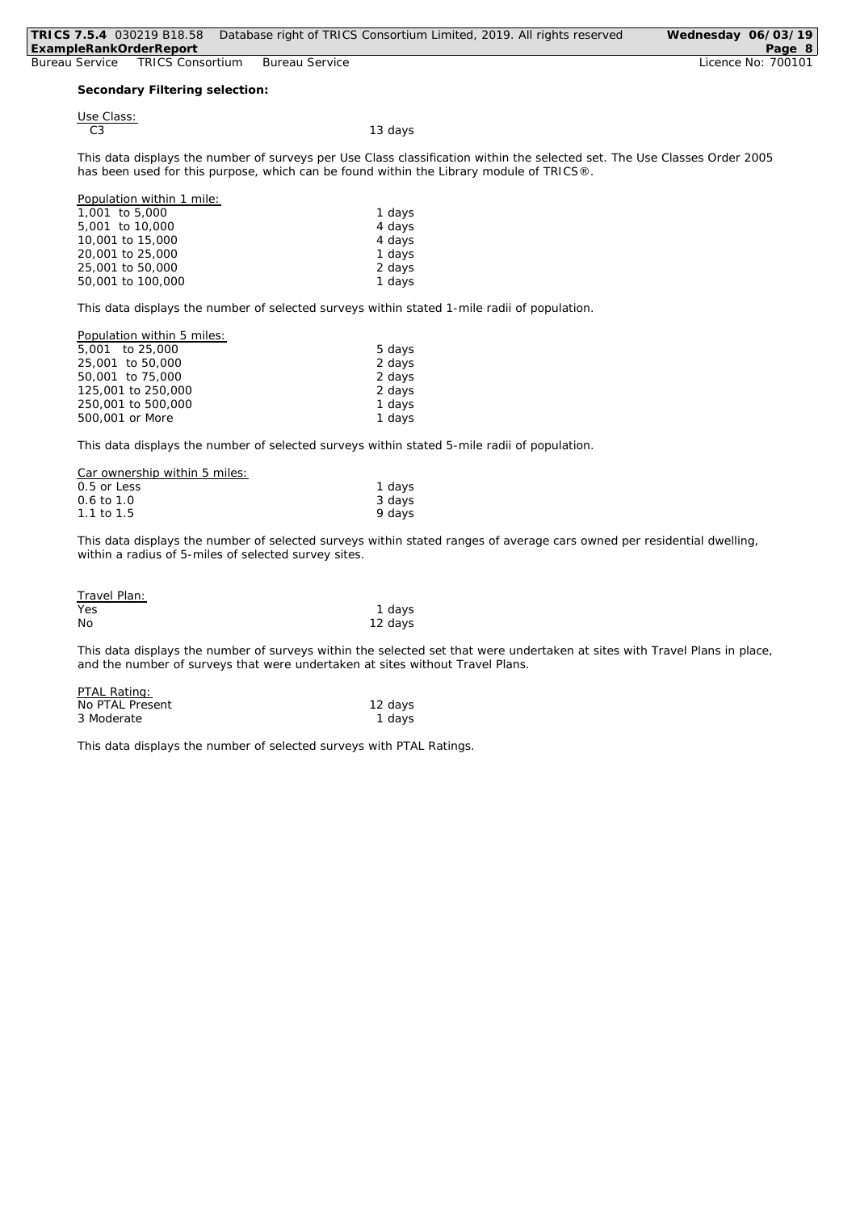**Secondary Filtering selection:**

Use Class:

| | |
|---|---|
| C3 | 13 days |

This data displays the number of surveys per Use Class classification within the selected set. The Use Classes Order 2005 has been used for this purpose, which can be found within the Library module of TRICS®.

Population within 1 mile:

| | |
|---|---|
| 1,001 to 5,000 | 1 days |
| 5,001 to 10,000 | 4 days |
| 10,001 to 15,000 | 4 days |
| 20,001 to 25,000 | 1 days |
| 25,001 to 50,000 | 2 days |
| 50,001 to 100,000 | 1 days |

This data displays the number of selected surveys within stated 1-mile radii of population.

Population within 5 miles:

| | |
|---|---|
| 5,001 to 25,000 | 5 days |
| 25,001 to 50,000 | 2 days |
| 50,001 to 75,000 | 2 days |
| 125,001 to 250,000 | 2 days |
| 250,001 to 500,000 | 1 days |
| 500,001 or More | 1 days |

This data displays the number of selected surveys within stated 5-mile radii of population.

Car ownership within 5 miles:

| | |
|---|---|
| 0.5 or Less | 1 days |
| 0.6 to 1.0 | 3 days |
| 1.1 to 1.5 | 9 days |

This data displays the number of selected surveys within stated ranges of average cars owned per residential dwelling, within a radius of 5-miles of selected survey sites.

Travel Plan:

| | |
|---|---|
| Yes | 1 days |
| No | 12 days |

This data displays the number of surveys within the selected set that were undertaken at sites with Travel Plans in place, and the number of surveys that were undertaken at sites without Travel Plans.

PTAL Rating:

| | |
|---|---|
| No PTAL Present | 12 days |
| 3 Moderate | 1 days |

This data displays the number of selected surveys with PTAL Ratings.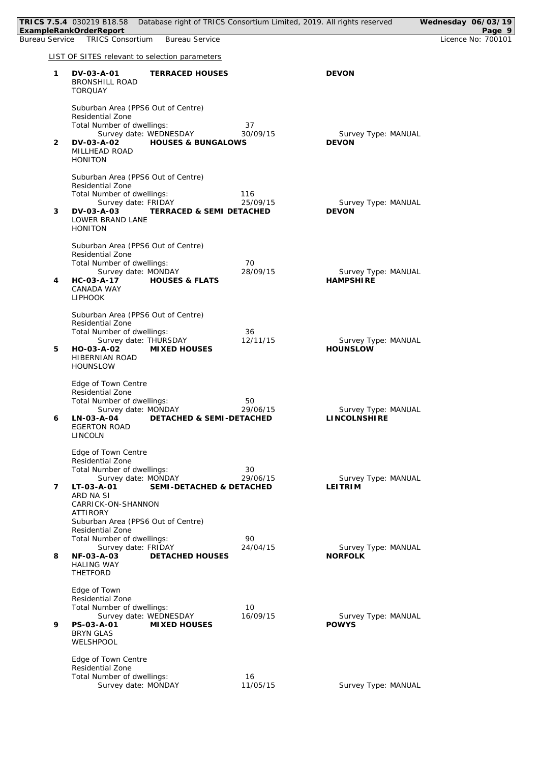LIST OF SITES relevant to selection parameters

**1** **DV-03-A-01** **TERRACED HOUSES** **DEVON**
BRONSHILL ROAD
TORQUAY

Suburban Area (PPS6 Out of Centre)
Residential Zone
Total Number of dwellings: 37
Survey date: WEDNESDAY 30/09/15 Survey Type: MANUAL

**2** **DV-03-A-02** **HOUSES & BUNGALOWS** **DEVON**
MILLHEAD ROAD
HONITON

Suburban Area (PPS6 Out of Centre)
Residential Zone
Total Number of dwellings: 116
Survey date: FRIDAY 25/09/15 Survey Type: MANUAL

**3** **DV-03-A-03** **TERRACED & SEMI DETACHED** **DEVON**
LOWER BRAND LANE
HONITON

Suburban Area (PPS6 Out of Centre)
Residential Zone
Total Number of dwellings: 70
Survey date: MONDAY 28/09/15 Survey Type: MANUAL

**4** **HC-03-A-17** **HOUSES & FLATS** **HAMPSHIRE**
CANADA WAY
LIPHOOK

Suburban Area (PPS6 Out of Centre)
Residential Zone
Total Number of dwellings: 36
Survey date: THURSDAY 12/11/15 Survey Type: MANUAL

**5** **HO-03-A-02** **MIXED HOUSES** **HOUNSLOW**
HIBERNIAN ROAD
HOUNSLOW

Edge of Town Centre
Residential Zone
Total Number of dwellings: 50
Survey date: MONDAY 29/06/15 Survey Type: MANUAL

**6** **LN-03-A-04** **DETACHED & SEMI-DETACHED** **LINCOLNSHIRE**
EGERTON ROAD
LINCOLN

Edge of Town Centre
Residential Zone
Total Number of dwellings: 30
Survey date: MONDAY 29/06/15 Survey Type: MANUAL

**7** **LT-03-A-01** **SEMI-DETACHED & DETACHED** **LEITRIM**
ARD NA SI
CARRICK-ON-SHANNON
ATTIRORY
Suburban Area (PPS6 Out of Centre)
Residential Zone
Total Number of dwellings: 90
Survey date: FRIDAY 24/04/15 Survey Type: MANUAL

**8** **NF-03-A-03** **DETACHED HOUSES** **NORFOLK**
HALING WAY
THETFORD

Edge of Town
Residential Zone
Total Number of dwellings: 10
Survey date: WEDNESDAY 16/09/15 Survey Type: MANUAL

**9** **PS-03-A-01** **MIXED HOUSES** **POWYS**
BRYN GLAS
WELSHPOOL

Edge of Town Centre
Residential Zone
Total Number of dwellings: 16
Survey date: MONDAY 11/05/15 Survey Type: MANUAL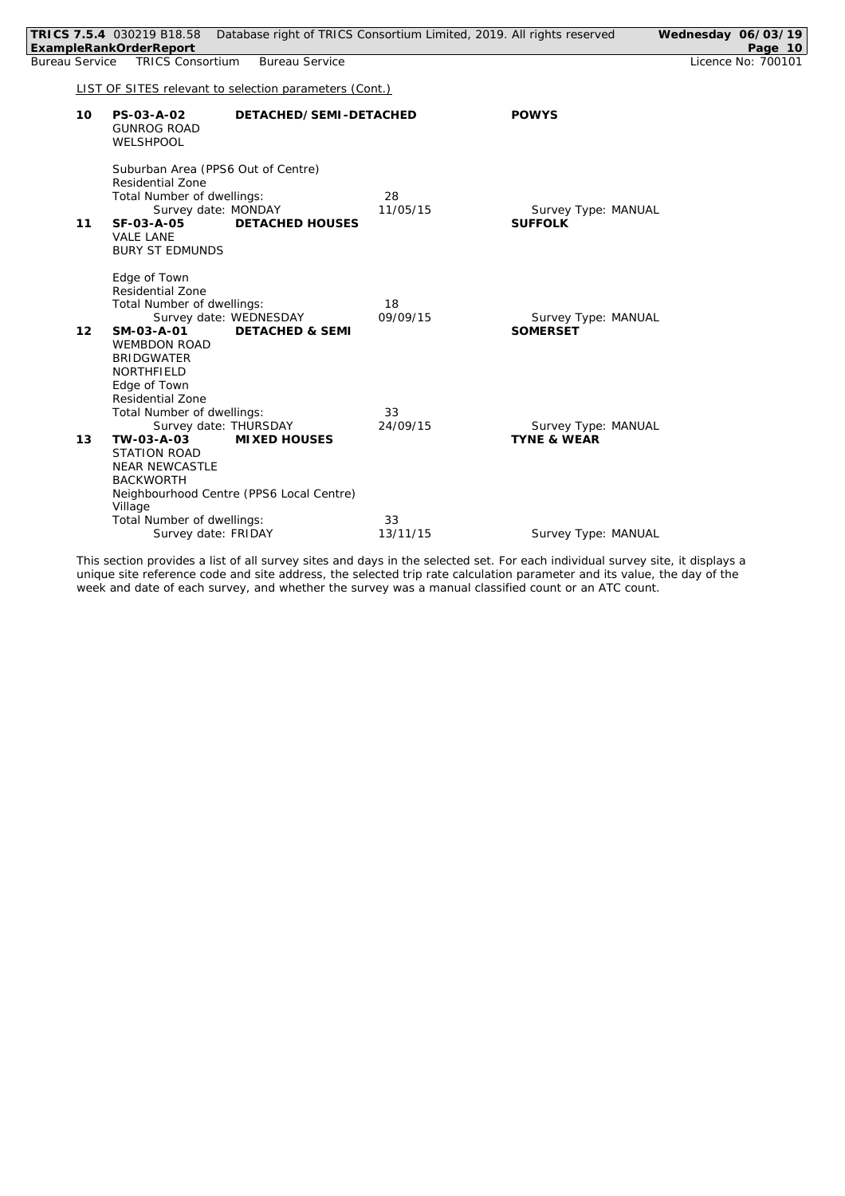LIST OF SITES relevant to selection parameters (Cont.)

| | | | | |
|---|---|---|---|---|
| 10 | **PS-03-A-02** GUNROG ROAD WELSHPOOL | **DETACHED/SEMI-DETACHED** | | **POWYS** |
| | Suburban Area (PPS6 Out of Centre) Residential Zone | | | |
| | Total Number of dwellings: | | 28 | |
| | Survey date: MONDAY | | 11/05/15 | Survey Type: MANUAL |
| 11 | **SF-03-A-05** VALE LANE BURY ST EDMUNDS | **DETACHED HOUSES** | | **SUFFOLK** |
| | Edge of Town Residential Zone | | | |
| | Total Number of dwellings: | | 18 | |
| | Survey date: WEDNESDAY | | 09/09/15 | Survey Type: MANUAL |
| 12 | **SM-03-A-01** WEMBDON ROAD BRIDGWATER NORTHFIELD | **DETACHED & SEMI** | | **SOMERSET** |
| | Edge of Town Residential Zone | | | |
| | Total Number of dwellings: | | 33 | |
| | Survey date: THURSDAY | | 24/09/15 | Survey Type: MANUAL |
| 13 | **TW-03-A-03** STATION ROAD NEAR NEWCASTLE BACKWORTH | **MIXED HOUSES** | | **TYNE & WEAR** |
| | Neighbourhood Centre (PPS6 Local Centre) Village | | | |
| | Total Number of dwellings: | | 33 | |
| | Survey date: FRIDAY | | 13/11/15 | Survey Type: MANUAL |

This section provides a list of all survey sites and days in the selected set. For each individual survey site, it displays a unique site reference code and site address, the selected trip rate calculation parameter and its value, the day of the week and date of each survey, and whether the survey was a manual classified count or an ATC count.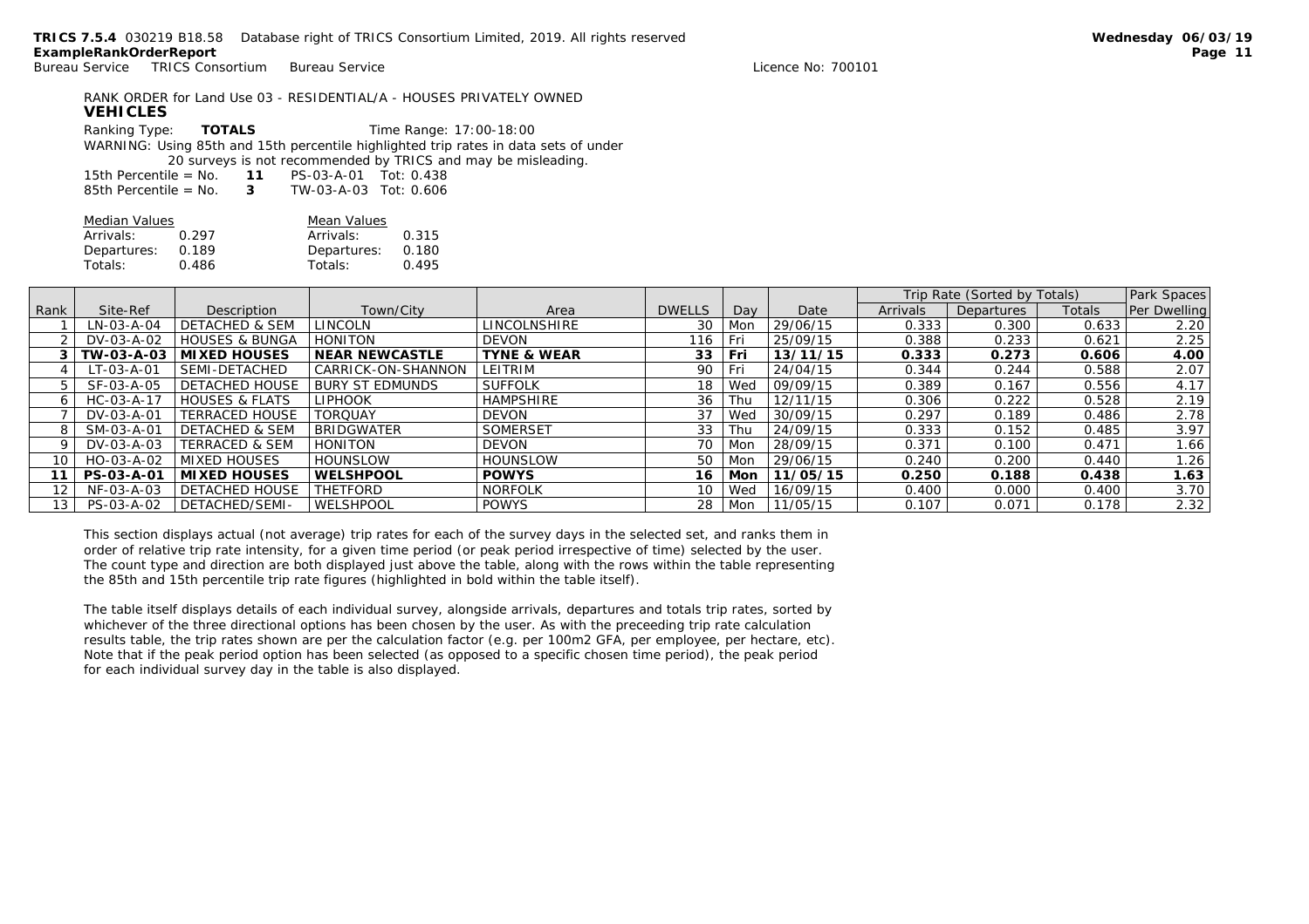RANK ORDER for Land Use 03 - RESIDENTIAL/A - HOUSES PRIVATELY OWNED

**VEHICLES**

Ranking Type: **TOTALS** Time Range: 17:00-18:00

WARNING: Using 85th and 15th percentile highlighted trip rates in data sets of under 20 surveys is not recommended by TRICS and may be misleading.

15th Percentile = No. **11** PS-03-A-01 Tot: 0.438
85th Percentile = No. **3** TW-03-A-03 Tot: 0.606

| Median Values | | Mean Values | |
|---|---|---|---|
| Arrivals: | 0.297 | Arrivals: | 0.315 |
| Departures: | 0.189 | Departures: | 0.180 |
| Totals: | 0.486 | Totals: | 0.495 |

| | | | | | | | | Trip Rate (Sorted by Totals) | | | Park Spaces |
|---|---|---|---|---|---|---|---|---|---|---|---|
| Rank | Site-Ref | Description | Town/City | Area | DWELLS | Day | Date | Arrivals | Departures | Totals | Per Dwelling |
| 1 | LN-03-A-04 | DETACHED & SEM | LINCOLN | LINCOLNSHIRE | 30 | Mon | 29/06/15 | 0.333 | 0.300 | 0.633 | 2.20 |
| 2 | DV-03-A-02 | HOUSES & BUNGA | HONITON | DEVON | 116 | Fri | 25/09/15 | 0.388 | 0.233 | 0.621 | 2.25 |
| **3** | **TW-03-A-03** | **MIXED HOUSES** | **NEAR NEWCASTLE** | **TYNE & WEAR** | **33** | **Fri** | **13/11/15** | **0.333** | **0.273** | **0.606** | **4.00** |
| 4 | LT-03-A-01 | SEMI-DETACHED | CARRICK-ON-SHANNON | LEITRIM | 90 | Fri | 24/04/15 | 0.344 | 0.244 | 0.588 | 2.07 |
| 5 | SF-03-A-05 | DETACHED HOUSE | BURY ST EDMUNDS | SUFFOLK | 18 | Wed | 09/09/15 | 0.389 | 0.167 | 0.556 | 4.17 |
| 6 | HC-03-A-17 | HOUSES & FLATS | LIPHOOK | HAMPSHIRE | 36 | Thu | 12/11/15 | 0.306 | 0.222 | 0.528 | 2.19 |
| 7 | DV-03-A-01 | TERRACED HOUSE | TORQUAY | DEVON | 37 | Wed | 30/09/15 | 0.297 | 0.189 | 0.486 | 2.78 |
| 8 | SM-03-A-01 | DETACHED & SEM | BRIDGWATER | SOMERSET | 33 | Thu | 24/09/15 | 0.333 | 0.152 | 0.485 | 3.97 |
| 9 | DV-03-A-03 | TERRACED & SEM | HONITON | DEVON | 70 | Mon | 28/09/15 | 0.371 | 0.100 | 0.471 | 1.66 |
| 10 | HO-03-A-02 | MIXED HOUSES | HOUNSLOW | HOUNSLOW | 50 | Mon | 29/06/15 | 0.240 | 0.200 | 0.440 | 1.26 |
| **11** | **PS-03-A-01** | **MIXED HOUSES** | **WELSHPOOL** | **POWYS** | **16** | **Mon** | **11/05/15** | **0.250** | **0.188** | **0.438** | **1.63** |
| 12 | NF-03-A-03 | DETACHED HOUSE | THETFORD | NORFOLK | 10 | Wed | 16/09/15 | 0.400 | 0.000 | 0.400 | 3.70 |
| 13 | PS-03-A-02 | DETACHED/SEMI- | WELSHPOOL | POWYS | 28 | Mon | 11/05/15 | 0.107 | 0.071 | 0.178 | 2.32 |

This section displays actual (not average) trip rates for each of the survey days in the selected set, and ranks them in order of relative trip rate intensity, for a given time period (or peak period irrespective of time) selected by the user. The count type and direction are both displayed just above the table, along with the rows within the table representing the 85th and 15th percentile trip rate figures (highlighted in bold within the table itself).

The table itself displays details of each individual survey, alongside arrivals, departures and totals trip rates, sorted by whichever of the three directional options has been chosen by the user. As with the preceeding trip rate calculation results table, the trip rates shown are per the calculation factor (e.g. per 100m2 GFA, per employee, per hectare, etc). Note that if the peak period option has been selected (as opposed to a specific chosen time period), the peak period for each individual survey day in the table is also displayed.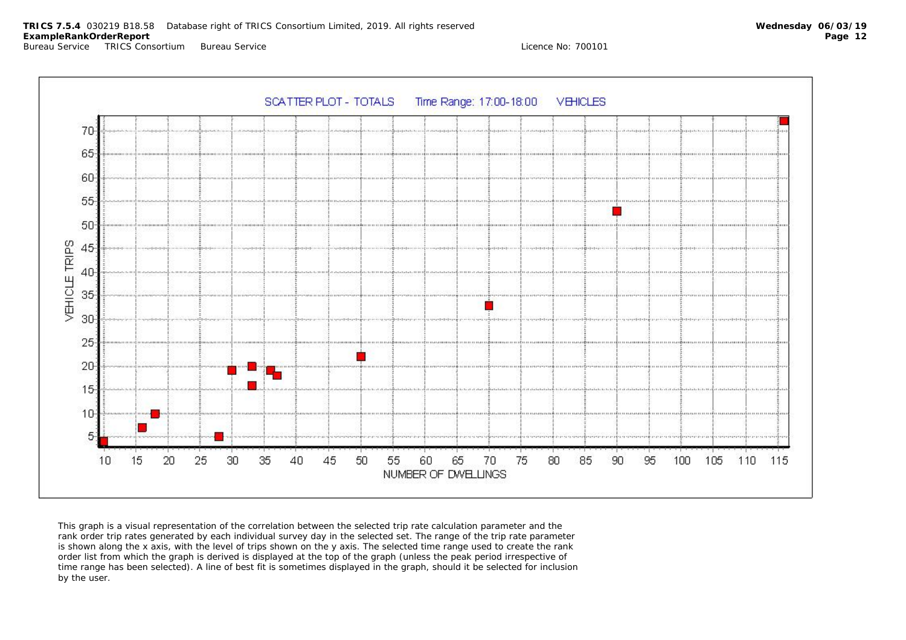SCATTER PLOT - TOTALS    Time Range: 17:00-18:00    VEHICLES

VEHICLE TRIPS

70
65
60
55
50
45
40
35
30
25
20
15
10
5

10 15 20 25 30 35 40 45 50 55 60 65 70 75 80 85 90 95 100 105 110 115

NUMBER OF DWELLINGS

This graph is a visual representation of the correlation between the selected trip rate calculation parameter and the rank order trip rates generated by each individual survey day in the selected set. The range of the trip rate parameter is shown along the x axis, with the level of trips shown on the y axis. The selected time range used to create the rank order list from which the graph is derived is displayed at the top of the graph (unless the peak period irrespective of time range has been selected). A line of best fit is sometimes displayed in the graph, should it be selected for inclusion by the user.